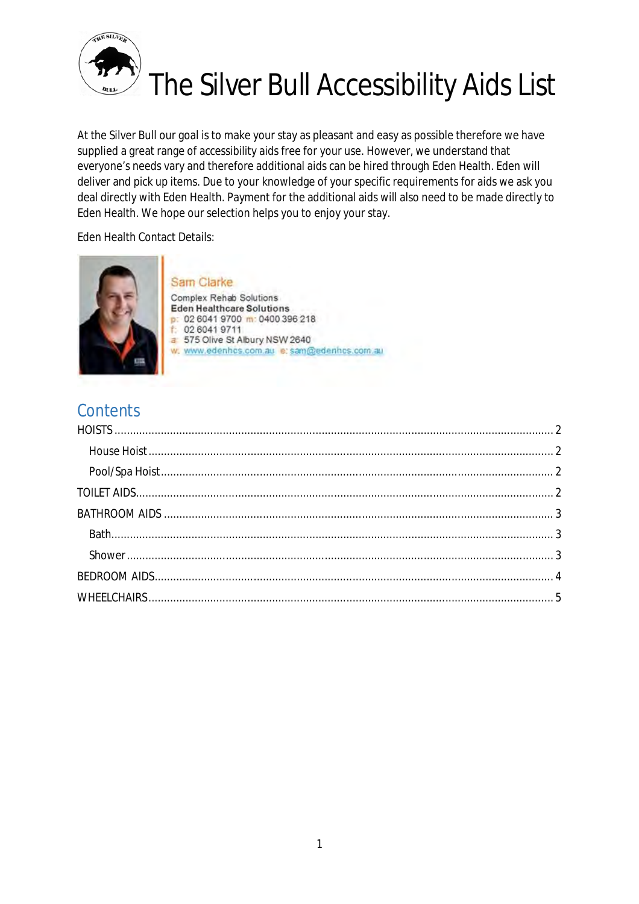# The Silver Bull Accessibility Aids List

At the Silver Bull our goal is to make your stay as pleasant and easy as possible therefore we have supplied a great range of accessibility aids free for your use. However, we understand that everyone's needs vary and therefore additional aids can be hired through Eden Health. Eden will deliver and pick up items. Due to your knowledge of your specific requirements for aids we ask you deal directly with Eden Health. Payment for the additional aids will also need to be made directly to Eden Health. We hope our selection helps you to enjoy your stay.

Eden Health Contact Details:

Sam Clarke
Complex Rehab Solutions
**Eden Healthcare Solutions**
p: 02 6041 9700 m: 0400 396 218
f: 02 6041 9711
a: 575 Olive St Albury NSW 2640
w: www.edenhcs.com.au e: sam@edenhcs.com.au

## Contents

HOISTS ..... 2
- House Hoist ..... 2
- Pool/Spa Hoist ..... 2

TOILET AIDS ..... 2

BATHROOM AIDS ..... 3
- Bath ..... 3
- Shower ..... 3

BEDROOM AIDS ..... 4

WHEELCHAIRS ..... 5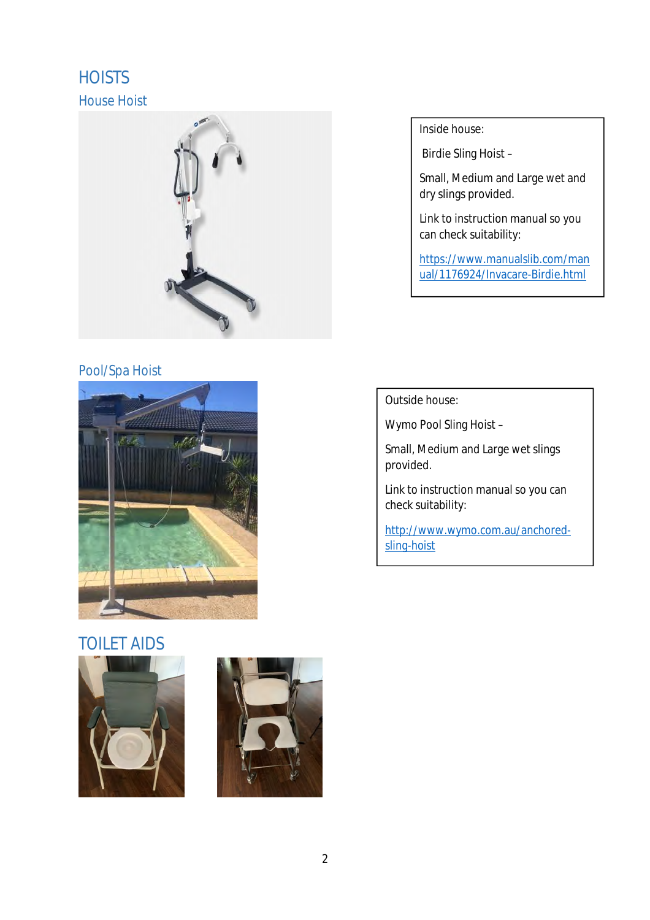# HOISTS

## House Hoist

Inside house:

Birdie Sling Hoist –

Small, Medium and Large wet and dry slings provided.

Link to instruction manual so you can check suitability:

https://www.manualslib.com/manual/1176924/Invacare-Birdie.html

## Pool/Spa Hoist

Outside house:

Wymo Pool Sling Hoist –

Small, Medium and Large wet slings provided.

Link to instruction manual so you can check suitability:

http://www.wymo.com.au/anchored-sling-hoist

# TOILET AIDS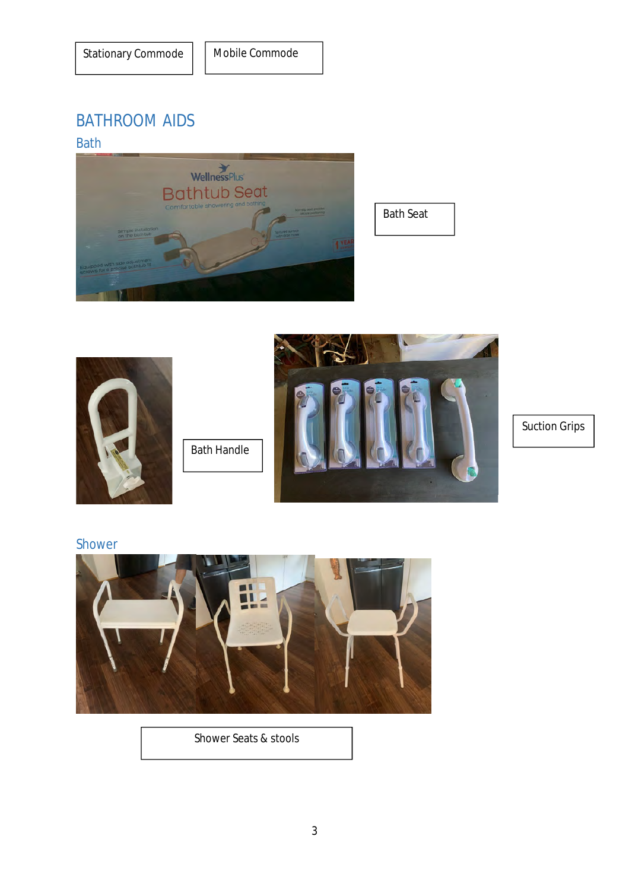Stationary Commode

Mobile Commode

# BATHROOM AIDS

## Bath

Bath Seat

Bath Handle

Suction Grips

## Shower

Shower Seats & stools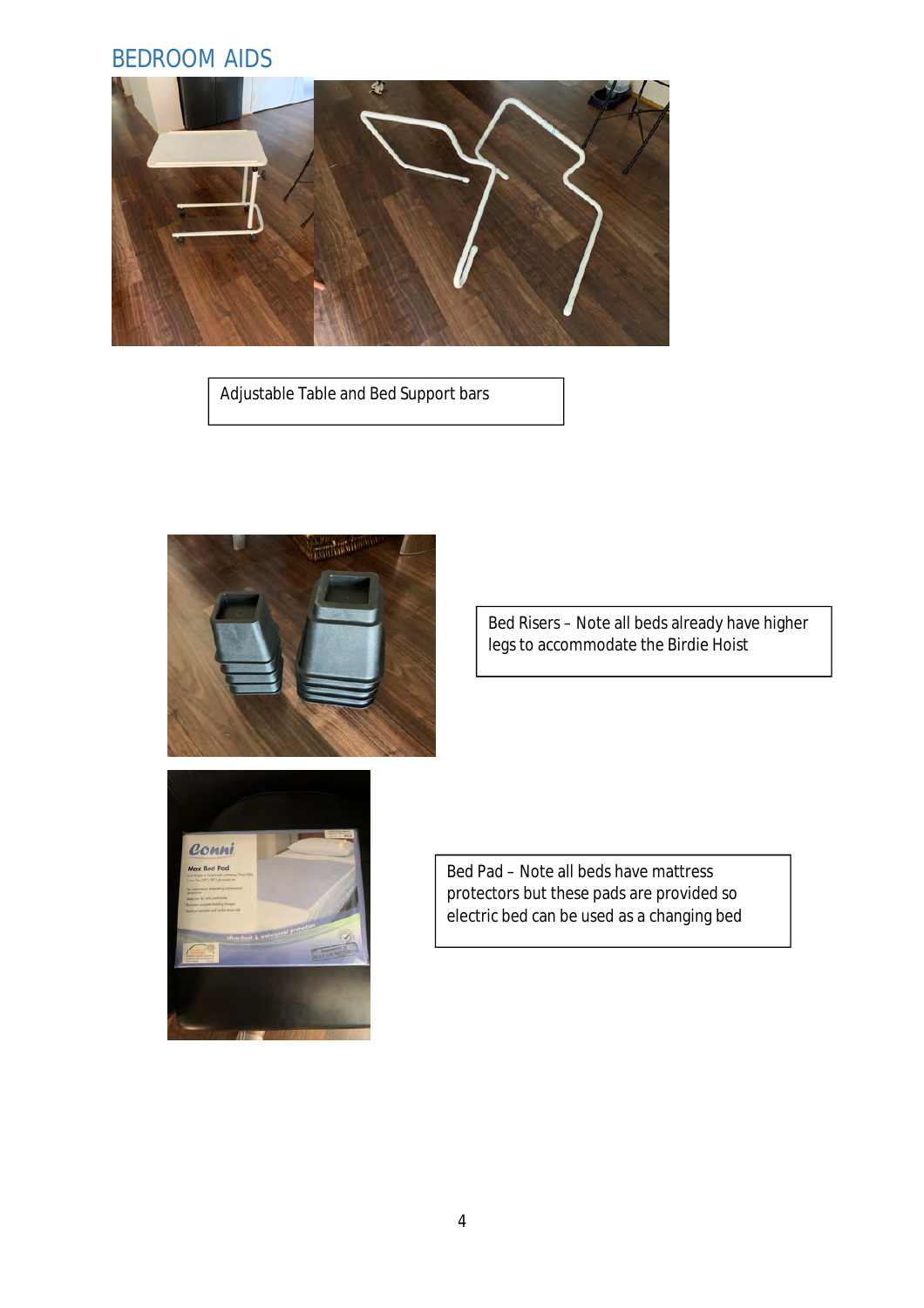## BEDROOM AIDS

Adjustable Table and Bed Support bars

Bed Risers – Note all beds already have higher legs to accommodate the Birdie Hoist

Bed Pad – Note all beds have mattress protectors but these pads are provided so electric bed can be used as a changing bed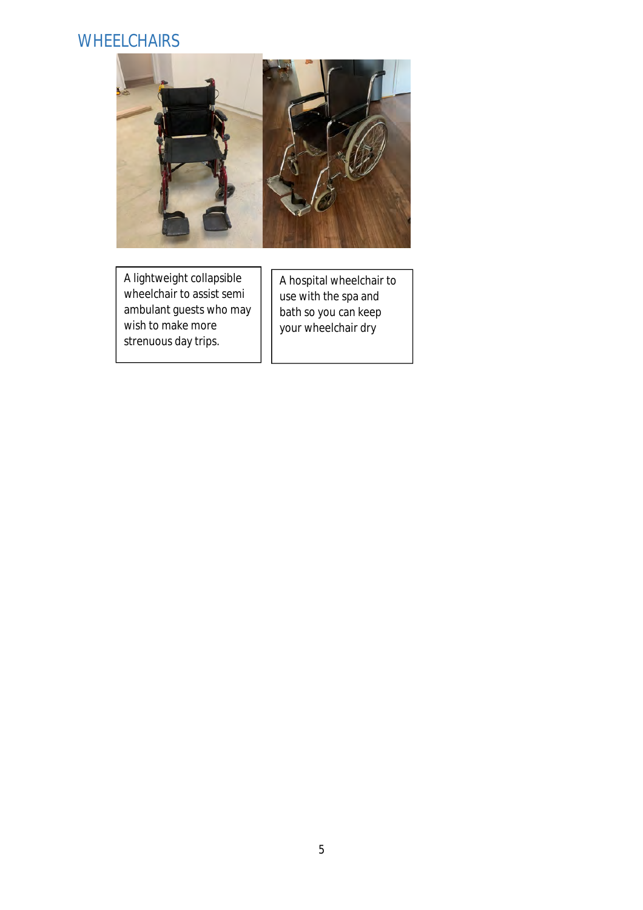# WHEELCHAIRS

A lightweight collapsible wheelchair to assist semi ambulant guests who may wish to make more strenuous day trips.

A hospital wheelchair to use with the spa and bath so you can keep your wheelchair dry